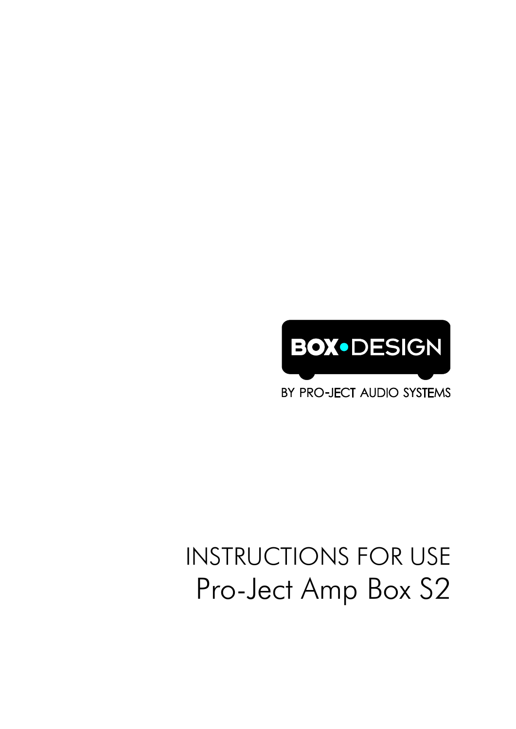BOX•DESIGN

BY PRO-JECT AUDIO SYSTEMS

# INSTRUCTIONS FOR USE

## Pro-Ject Amp Box S2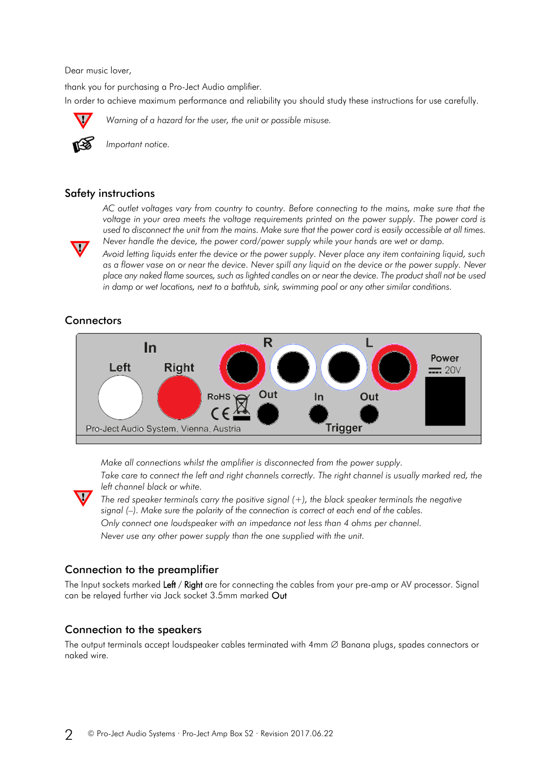Dear music lover,

thank you for purchasing a Pro-Ject Audio amplifier.

In order to achieve maximum performance and reliability you should study these instructions for use carefully.

*Warning of a hazard for the user, the unit or possible misuse.*

*Important notice.*

## Safety instructions

*AC outlet voltages vary from country to country. Before connecting to the mains, make sure that the voltage in your area meets the voltage requirements printed on the power supply. The power cord is used to disconnect the unit from the mains. Make sure that the power cord is easily accessible at all times. Never handle the device, the power cord/power supply while your hands are wet or damp.*

*Avoid letting liquids enter the device or the power supply. Never place any item containing liquid, such as a flower vase on or near the device. Never spill any liquid on the device or the power supply. Never place any naked flame sources, such as lighted candles on or near the device. The product shall not be used in damp or wet locations, next to a bathtub, sink, swimming pool or any other similar conditions.*

## Connectors

*Make all connections whilst the amplifier is disconnected from the power supply.*

*Take care to connect the left and right channels correctly. The right channel is usually marked red, the left channel black or white.*

*The red speaker terminals carry the positive signal (+), the black speaker terminals the negative signal (–). Make sure the polarity of the connection is correct at each end of the cables.*

*Only connect one loudspeaker with an impedance not less than 4 ohms per channel.*

*Never use any other power supply than the one supplied with the unit.*

## Connection to the preamplifier

The Input sockets marked **Left** / **Right** are for connecting the cables from your pre-amp or AV processor. Signal can be relayed further via Jack socket 3.5mm marked **Out**

## Connection to the speakers

The output terminals accept loudspeaker cables terminated with 4mm ∅ Banana plugs, spades connectors or naked wire.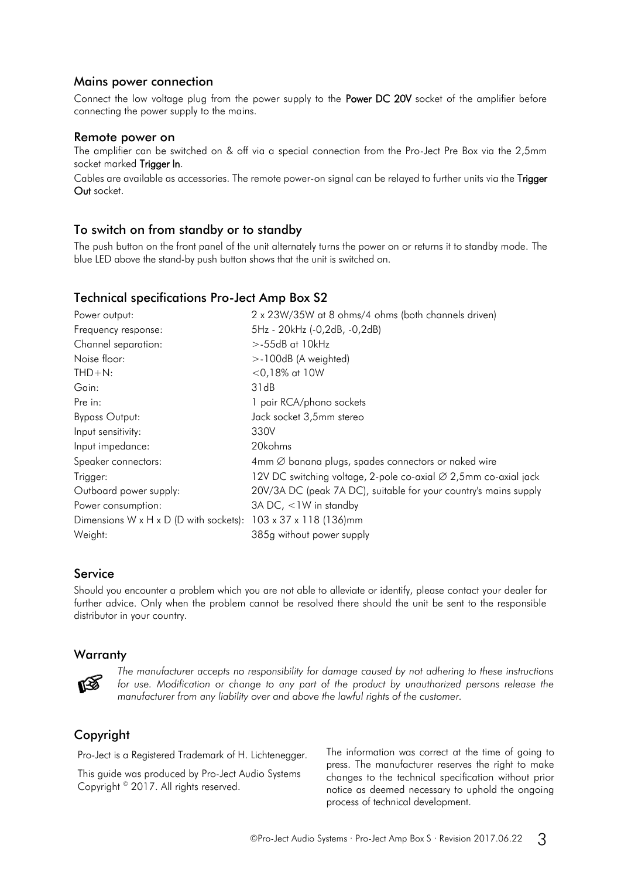## Mains power connection

Connect the low voltage plug from the power supply to the **Power DC 20V** socket of the amplifier before connecting the power supply to the mains.

## Remote power on

The amplifier can be switched on & off via a special connection from the Pro-Ject Pre Box via the 2,5mm socket marked **Trigger In**.

Cables are available as accessories. The remote power-on signal can be relayed to further units via the **Trigger Out** socket.

## To switch on from standby or to standby

The push button on the front panel of the unit alternately turns the power on or returns it to standby mode. The blue LED above the stand-by push button shows that the unit is switched on.

## Technical specifications Pro-Ject Amp Box S2

| | |
|---|---|
| Power output: | 2 x 23W/35W at 8 ohms/4 ohms (both channels driven) |
| Frequency response: | 5Hz - 20kHz (-0,2dB, -0,2dB) |
| Channel separation: | >-55dB at 10kHz |
| Noise floor: | >-100dB (A weighted) |
| THD+N: | <0,18% at 10W |
| Gain: | 31dB |
| Pre in: | 1 pair RCA/phono sockets |
| Bypass Output: | Jack socket 3,5mm stereo |
| Input sensitivity: | 330V |
| Input impedance: | 20kohms |
| Speaker connectors: | 4mm ∅ banana plugs, spades connectors or naked wire |
| Trigger: | 12V DC switching voltage, 2-pole co-axial ∅ 2,5mm co-axial jack |
| Outboard power supply: | 20V/3A DC (peak 7A DC), suitable for your country's mains supply |
| Power consumption: | 3A DC, <1W in standby |
| Dimensions W x H x D (D with sockets): | 103 x 37 x 118 (136)mm |
| Weight: | 385g without power supply |

## Service

Should you encounter a problem which you are not able to alleviate or identify, please contact your dealer for further advice. Only when the problem cannot be resolved there should the unit be sent to the responsible distributor in your country.

## Warranty

*The manufacturer accepts no responsibility for damage caused by not adhering to these instructions for use. Modification or change to any part of the product by unauthorized persons release the manufacturer from any liability over and above the lawful rights of the customer.*

## Copyright

Pro-Ject is a Registered Trademark of H. Lichtenegger.

This guide was produced by Pro-Ject Audio Systems Copyright © 2017. All rights reserved.

The information was correct at the time of going to press. The manufacturer reserves the right to make changes to the technical specification without prior notice as deemed necessary to uphold the ongoing process of technical development.